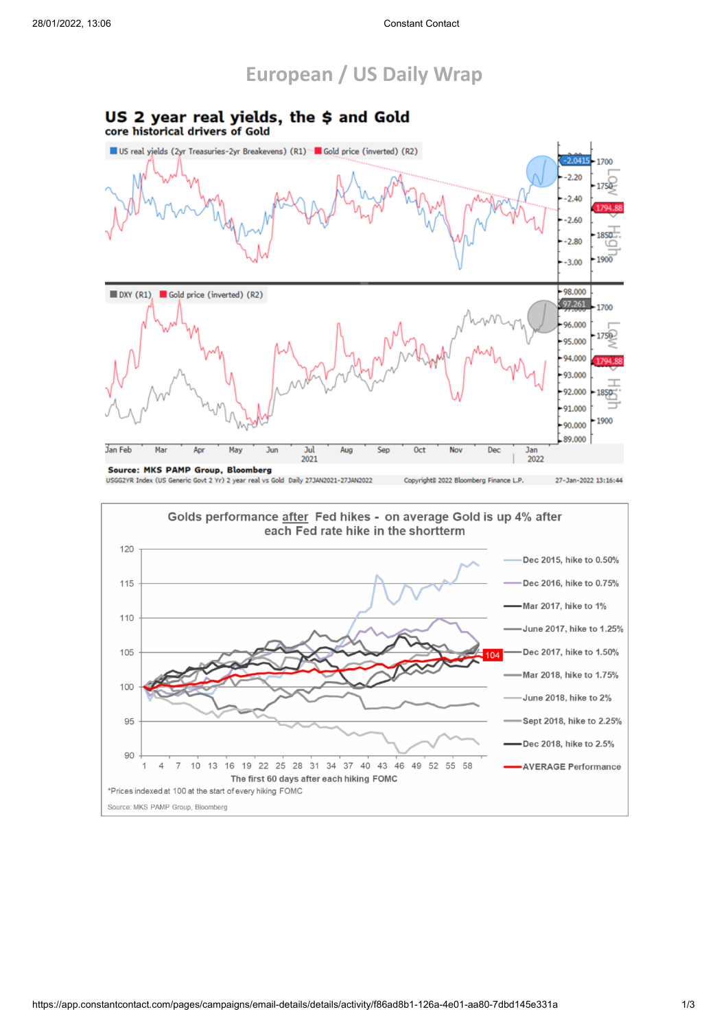# European / US Daily Wrap

## US 2 year real yields, the $ and Gold

core historical drivers of Gold

US real yields (2yr Treasuries-2yr Breakevens) (R1) | Gold price (inverted) (R2)

DXY (R1) | Gold price (inverted) (R2)

Source: MKS PAMP Group, Bloomberg

USGG2YR Index (US Generic Govt 2 Yr) 2 year real vs Gold Daily 27JAN2021-27JAN2022 Copyright© 2022 Bloomberg Finance L.P. 27-Jan-2022 13:16:44

## Golds performance after Fed hikes - on average Gold is up 4% after each Fed rate hike in the shortterm

- Dec 2015, hike to 0.50%
- Dec 2016, hike to 0.75%
- Mar 2017, hike to 1%
- June 2017, hike to 1.25%
- Dec 2017, hike to 1.50%
- Mar 2018, hike to 1.75%
- June 2018, hike to 2%
- Sept 2018, hike to 2.25%
- Dec 2018, hike to 2.5%
- AVERAGE Performance

The first 60 days after each hiking FOMC

*Prices indexed at 100 at the start of every hiking FOMC

Source: MKS PAMP Group, Bloomberg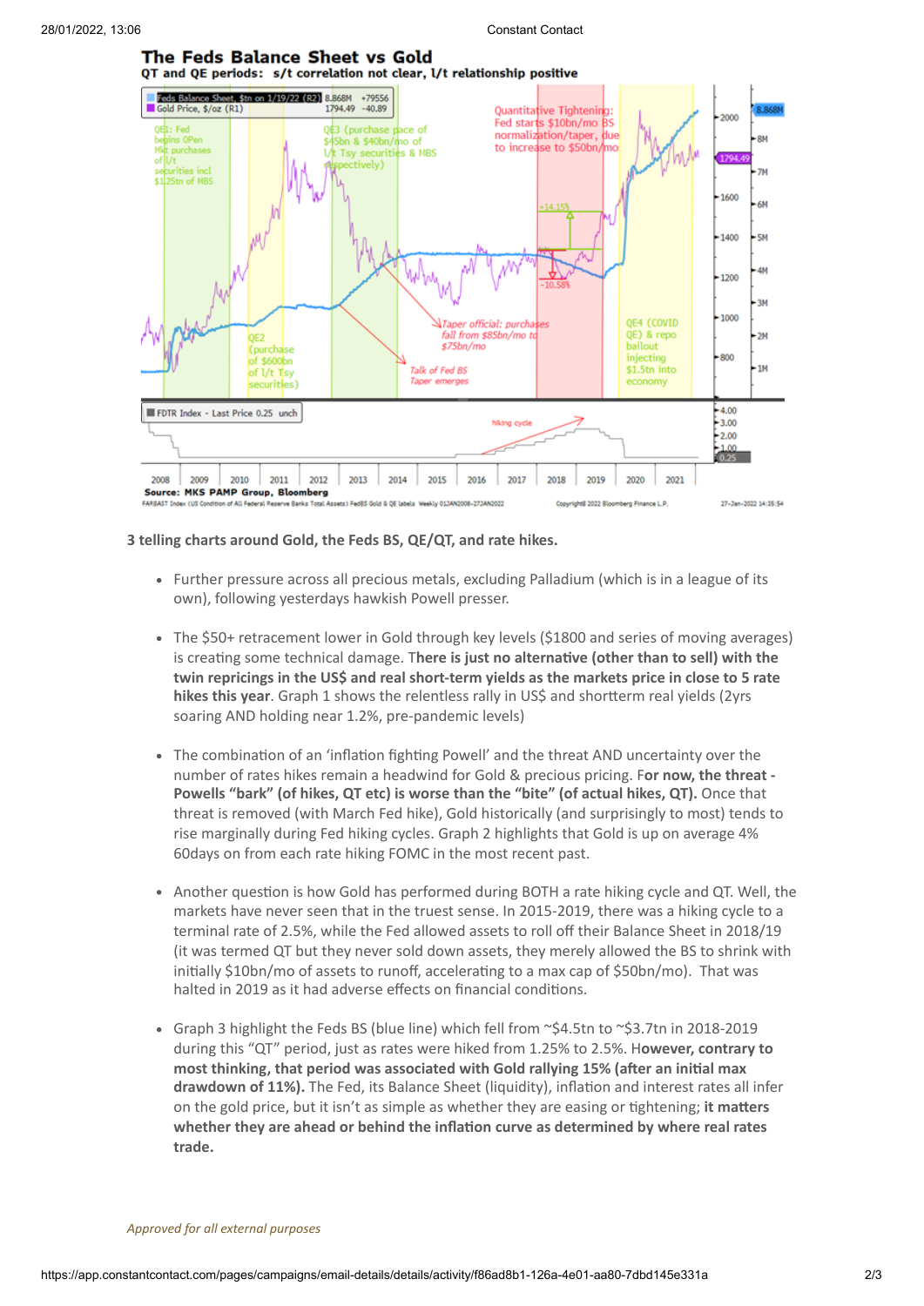**3 telling charts around Gold, the Feds BS, QE/QT, and rate hikes.**

- Further pressure across all precious metals, excluding Palladium (which is in a league of its own), following yesterdays hawkish Powell presser.

- The $50+ retracement lower in Gold through key levels ($1800 and series of moving averages) is creating some technical damage. T**here is just no alternative (other than to sell) with the twin repricings in the US$ and real short-term yields as the markets price in close to 5 rate hikes this year**. Graph 1 shows the relentless rally in US$ and shortterm real yields (2yrs soaring AND holding near 1.2%, pre-pandemic levels)

- The combination of an 'inflation fighting Powell' and the threat AND uncertainty over the number of rates hikes remain a headwind for Gold & precious pricing. F**or now, the threat - Powells "bark" (of hikes, QT etc) is worse than the "bite" (of actual hikes, QT).** Once that threat is removed (with March Fed hike), Gold historically (and surprisingly to most) tends to rise marginally during Fed hiking cycles. Graph 2 highlights that Gold is up on average 4% 60days on from each rate hiking FOMC in the most recent past.

- Another question is how Gold has performed during BOTH a rate hiking cycle and QT. Well, the markets have never seen that in the truest sense. In 2015-2019, there was a hiking cycle to a terminal rate of 2.5%, while the Fed allowed assets to roll off their Balance Sheet in 2018/19 (it was termed QT but they never sold down assets, they merely allowed the BS to shrink with initially $10bn/mo of assets to runoff, accelerating to a max cap of $50bn/mo). That was halted in 2019 as it had adverse effects on financial conditions.

- Graph 3 highlight the Feds BS (blue line) which fell from ~$4.5tn to ~$3.7tn in 2018-2019 during this "QT" period, just as rates were hiked from 1.25% to 2.5%. H**owever, contrary to most thinking, that period was associated with Gold rallying 15% (after an initial max drawdown of 11%).** The Fed, its Balance Sheet (liquidity), inflation and interest rates all infer on the gold price, but it isn't as simple as whether they are easing or tightening; **it matters whether they are ahead or behind the inflation curve as determined by where real rates trade.**

*Approved for all external purposes*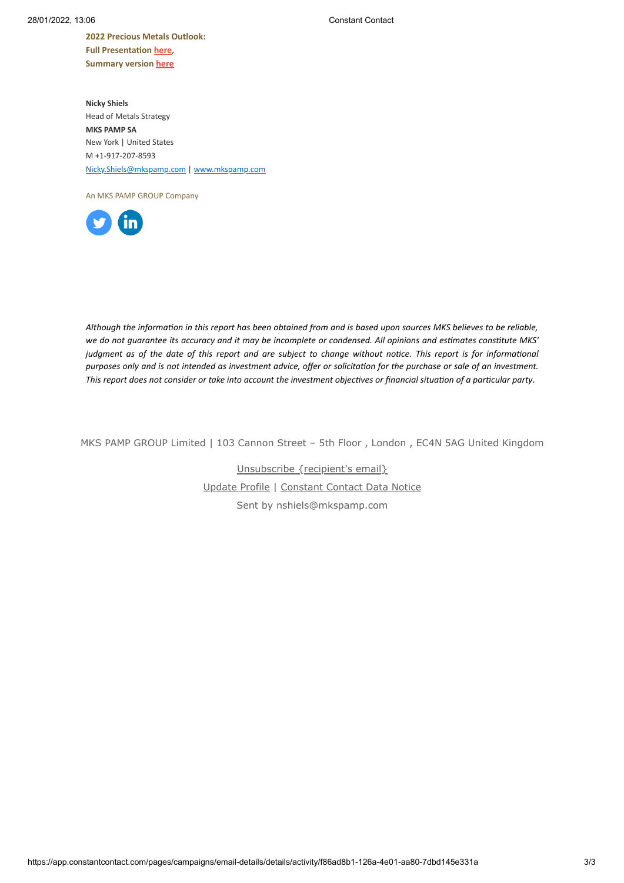**2022 Precious Metals Outlook:**
**Full Presentation here,**
**Summary version here**

**Nicky Shiels**
Head of Metals Strategy
**MKS PAMP SA**
New York | United States
M +1-917-207-8593
Nicky.Shiels@mkspamp.com | www.mkspamp.com

An MKS PAMP GROUP Company

*Although the information in this report has been obtained from and is based upon sources MKS believes to be reliable, we do not guarantee its accuracy and it may be incomplete or condensed. All opinions and estimates constitute MKS' judgment as of the date of this report and are subject to change without notice. This report is for informational purposes only and is not intended as investment advice, offer or solicitation for the purchase or sale of an investment. This report does not consider or take into account the investment objectives or financial situation of a particular party.*

MKS PAMP GROUP Limited | 103 Cannon Street – 5th Floor , London , EC4N 5AG United Kingdom

Unsubscribe {recipient's email}

Update Profile | Constant Contact Data Notice

Sent by nshiels@mkspamp.com